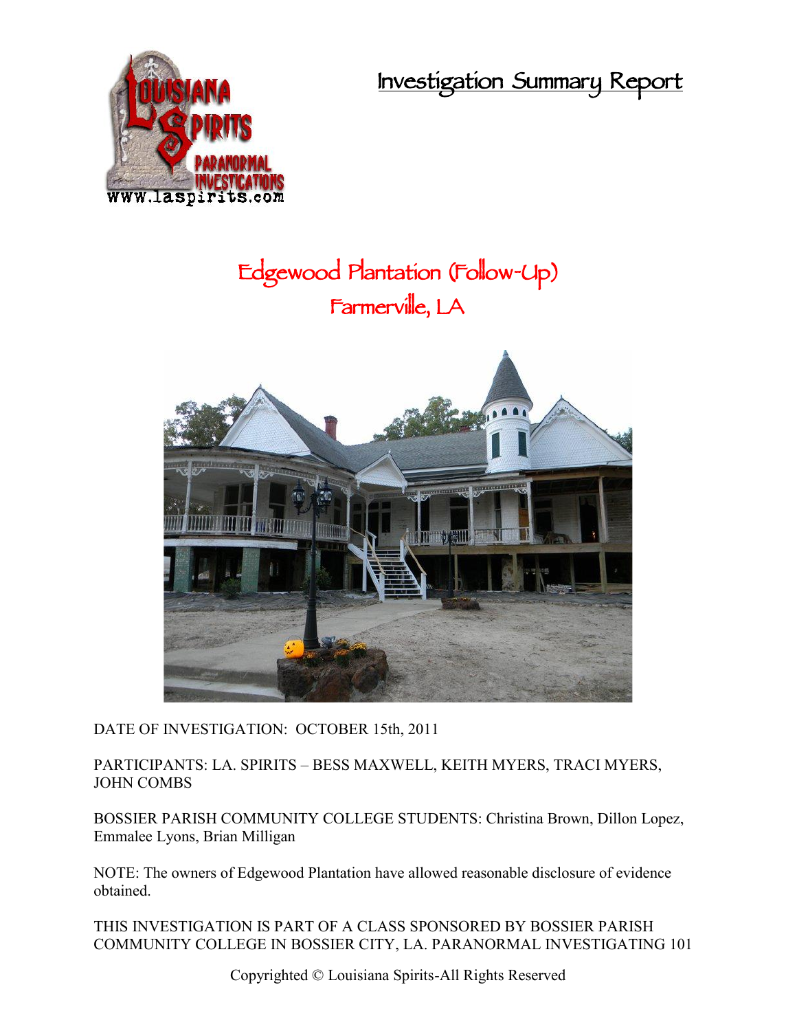# Investigation Summary Report

## Edgewood Plantation (Follow-Up)
## Farmerville, LA

DATE OF INVESTIGATION: OCTOBER 15th, 2011

PARTICIPANTS: LA. SPIRITS – BESS MAXWELL, KEITH MYERS, TRACI MYERS, JOHN COMBS

BOSSIER PARISH COMMUNITY COLLEGE STUDENTS: Christina Brown, Dillon Lopez, Emmalee Lyons, Brian Milligan

NOTE: The owners of Edgewood Plantation have allowed reasonable disclosure of evidence obtained.

THIS INVESTIGATION IS PART OF A CLASS SPONSORED BY BOSSIER PARISH COMMUNITY COLLEGE IN BOSSIER CITY, LA. PARANORMAL INVESTIGATING 101

Copyrighted © Louisiana Spirits-All Rights Reserved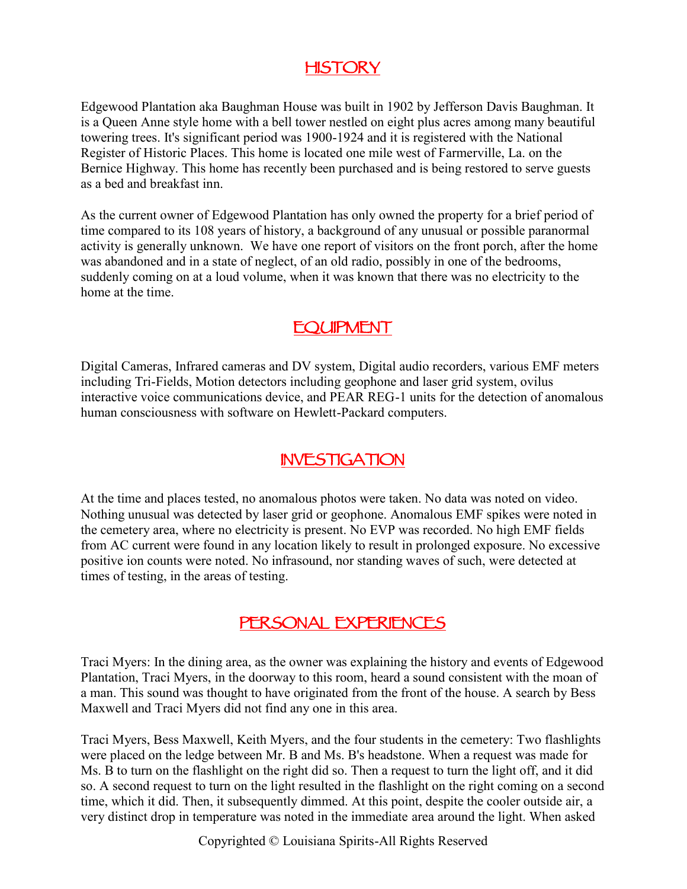## HISTORY

Edgewood Plantation aka Baughman House was built in 1902 by Jefferson Davis Baughman. It is a Queen Anne style home with a bell tower nestled on eight plus acres among many beautiful towering trees. It's significant period was 1900-1924 and it is registered with the National Register of Historic Places. This home is located one mile west of Farmerville, La. on the Bernice Highway. This home has recently been purchased and is being restored to serve guests as a bed and breakfast inn.

As the current owner of Edgewood Plantation has only owned the property for a brief period of time compared to its 108 years of history, a background of any unusual or possible paranormal activity is generally unknown. We have one report of visitors on the front porch, after the home was abandoned and in a state of neglect, of an old radio, possibly in one of the bedrooms, suddenly coming on at a loud volume, when it was known that there was no electricity to the home at the time.

## EQUIPMENT

Digital Cameras, Infrared cameras and DV system, Digital audio recorders, various EMF meters including Tri-Fields, Motion detectors including geophone and laser grid system, ovilus interactive voice communications device, and PEAR REG-1 units for the detection of anomalous human consciousness with software on Hewlett-Packard computers.

## INVESTIGATION

At the time and places tested, no anomalous photos were taken. No data was noted on video. Nothing unusual was detected by laser grid or geophone. Anomalous EMF spikes were noted in the cemetery area, where no electricity is present. No EVP was recorded. No high EMF fields from AC current were found in any location likely to result in prolonged exposure. No excessive positive ion counts were noted. No infrasound, nor standing waves of such, were detected at times of testing, in the areas of testing.

## PERSONAL EXPERIENCES

Traci Myers: In the dining area, as the owner was explaining the history and events of Edgewood Plantation, Traci Myers, in the doorway to this room, heard a sound consistent with the moan of a man. This sound was thought to have originated from the front of the house. A search by Bess Maxwell and Traci Myers did not find any one in this area.

Traci Myers, Bess Maxwell, Keith Myers, and the four students in the cemetery: Two flashlights were placed on the ledge between Mr. B and Ms. B's headstone. When a request was made for Ms. B to turn on the flashlight on the right did so. Then a request to turn the light off, and it did so. A second request to turn on the light resulted in the flashlight on the right coming on a second time, which it did. Then, it subsequently dimmed. At this point, despite the cooler outside air, a very distinct drop in temperature was noted in the immediate area around the light. When asked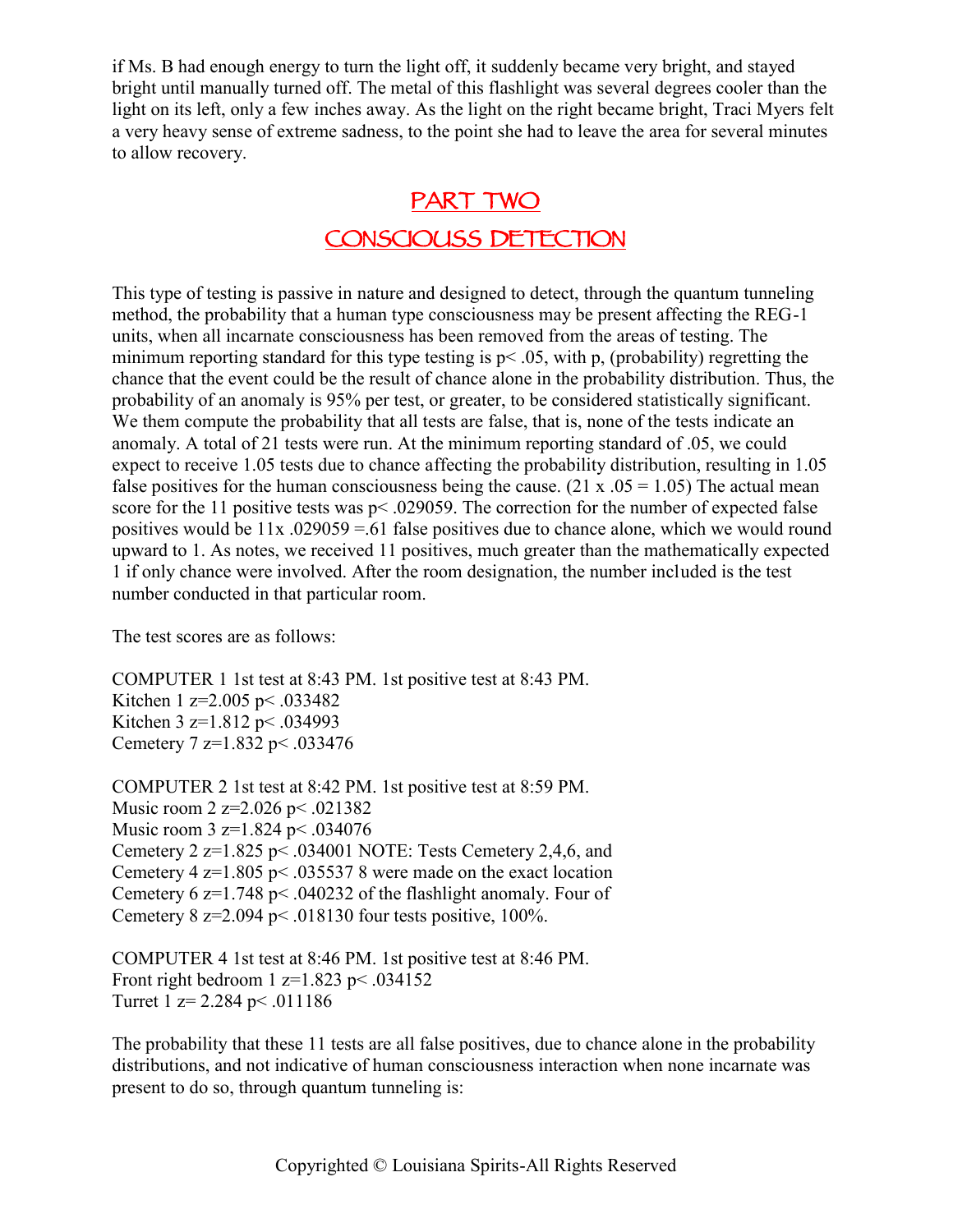if Ms. B had enough energy to turn the light off, it suddenly became very bright, and stayed bright until manually turned off. The metal of this flashlight was several degrees cooler than the light on its left, only a few inches away. As the light on the right became bright, Traci Myers felt a very heavy sense of extreme sadness, to the point she had to leave the area for several minutes to allow recovery.

## PART TWO

## CONSCIOUSS DETECTION

This type of testing is passive in nature and designed to detect, through the quantum tunneling method, the probability that a human type consciousness may be present affecting the REG-1 units, when all incarnate consciousness has been removed from the areas of testing. The minimum reporting standard for this type testing is $p < .05$, with p, (probability) regretting the chance that the event could be the result of chance alone in the probability distribution. Thus, the probability of an anomaly is 95% per test, or greater, to be considered statistically significant. We them compute the probability that all tests are false, that is, none of the tests indicate an anomaly. A total of 21 tests were run. At the minimum reporting standard of .05, we could expect to receive 1.05 tests due to chance affecting the probability distribution, resulting in 1.05 false positives for the human consciousness being the cause. ($21 \times .05 = 1.05$) The actual mean score for the 11 positive tests was $p < .029059$. The correction for the number of expected false positives would be $11 \times .029059 = .61$ false positives due to chance alone, which we would round upward to 1. As notes, we received 11 positives, much greater than the mathematically expected 1 if only chance were involved. After the room designation, the number included is the test number conducted in that particular room.

The test scores are as follows:

COMPUTER 1 1st test at 8:43 PM. 1st positive test at 8:43 PM.
Kitchen 1 $z=2.005$ $p < .033482$
Kitchen 3 $z=1.812$ $p < .034993$
Cemetery 7 $z=1.832$ $p < .033476$

COMPUTER 2 1st test at 8:42 PM. 1st positive test at 8:59 PM.
Music room 2 $z=2.026$ $p < .021382$
Music room 3 $z=1.824$ $p < .034076$
Cemetery 2 $z=1.825$ $p < .034001$
Cemetery 4 $z=1.805$ $p < .035537$
Cemetery 6 $z=1.748$ $p < .040232$
Cemetery 8 $z=2.094$ $p < .018130$

NOTE: Tests Cemetery 2,4,6, and 8 were made on the exact location of the flashlight anomaly. Four of four tests positive, 100%.

COMPUTER 4 1st test at 8:46 PM. 1st positive test at 8:46 PM.
Front right bedroom 1 $z=1.823$ $p < .034152$
Turret 1 $z= 2.284$ $p < .011186$

The probability that these 11 tests are all false positives, due to chance alone in the probability distributions, and not indicative of human consciousness interaction when none incarnate was present to do so, through quantum tunneling is: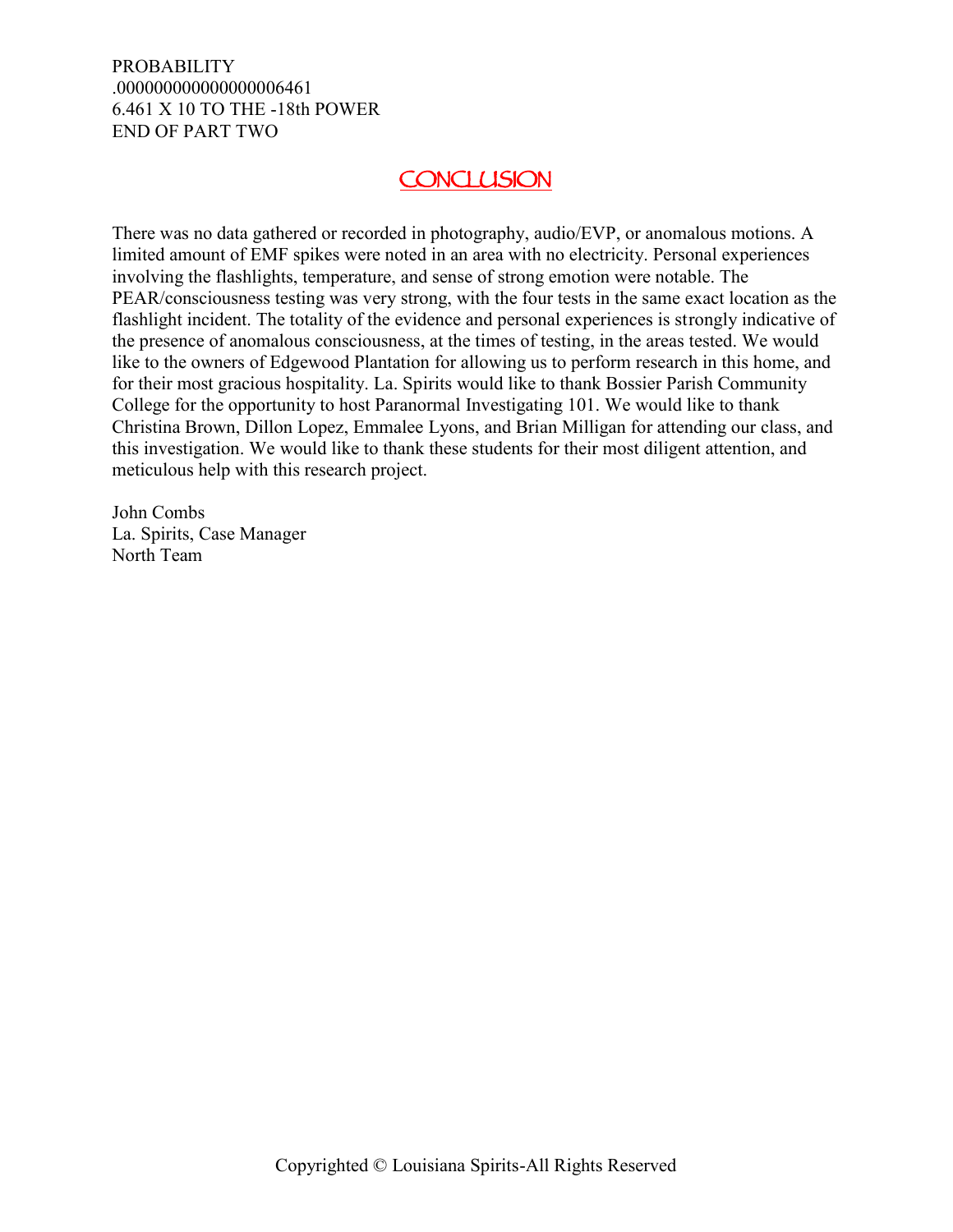PROBABILITY
.000000000000000006461
6.461 X 10 TO THE -18th POWER
END OF PART TWO

## CONCLUSION

There was no data gathered or recorded in photography, audio/EVP, or anomalous motions. A limited amount of EMF spikes were noted in an area with no electricity. Personal experiences involving the flashlights, temperature, and sense of strong emotion were notable. The PEAR/consciousness testing was very strong, with the four tests in the same exact location as the flashlight incident. The totality of the evidence and personal experiences is strongly indicative of the presence of anomalous consciousness, at the times of testing, in the areas tested. We would like to the owners of Edgewood Plantation for allowing us to perform research in this home, and for their most gracious hospitality. La. Spirits would like to thank Bossier Parish Community College for the opportunity to host Paranormal Investigating 101. We would like to thank Christina Brown, Dillon Lopez, Emmalee Lyons, and Brian Milligan for attending our class, and this investigation. We would like to thank these students for their most diligent attention, and meticulous help with this research project.

John Combs
La. Spirits, Case Manager
North Team

Copyrighted © Louisiana Spirits-All Rights Reserved